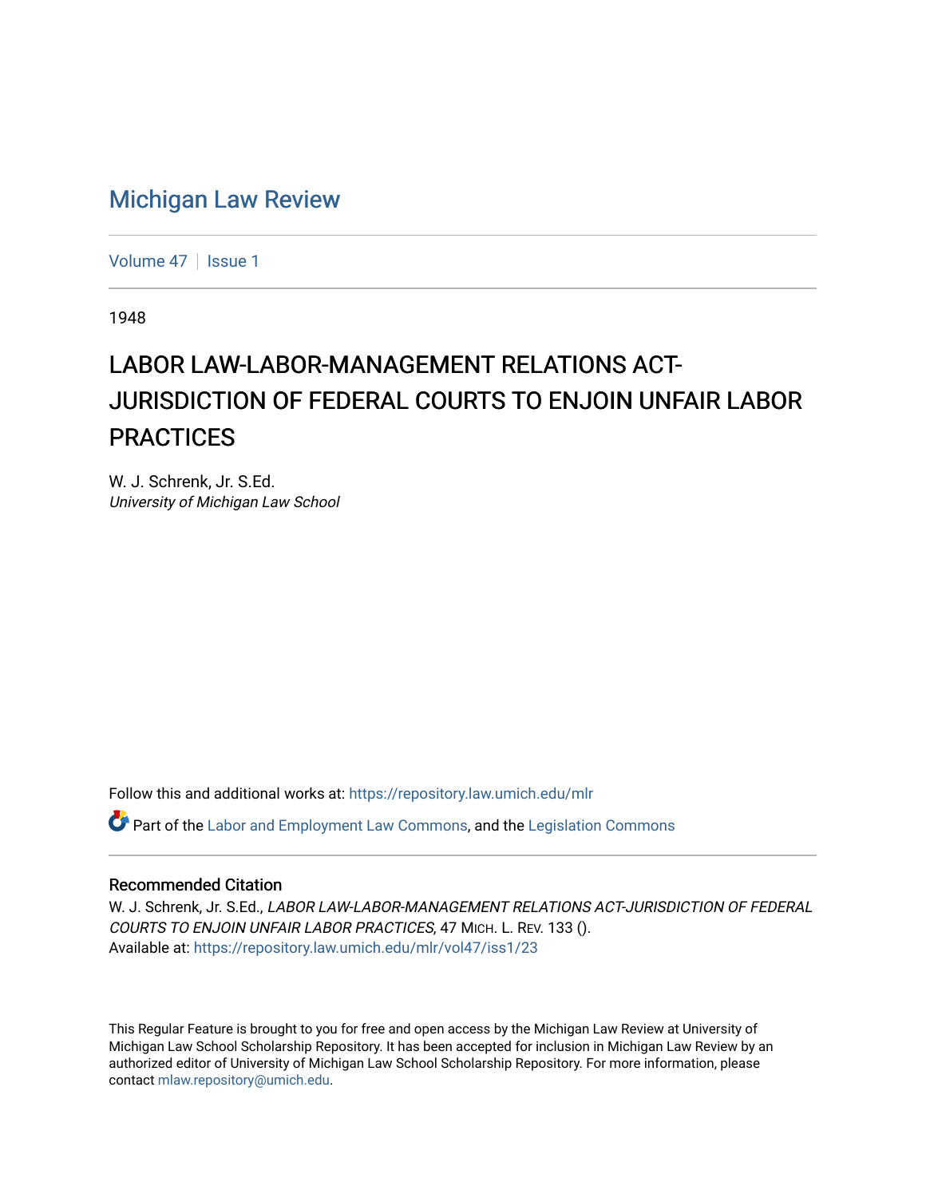# Michigan Law Review

Volume 47 | Issue 1

1948

## LABOR LAW-LABOR-MANAGEMENT RELATIONS ACT-JURISDICTION OF FEDERAL COURTS TO ENJOIN UNFAIR LABOR PRACTICES

W. J. Schrenk, Jr. S.Ed.
*University of Michigan Law School*

Follow this and additional works at: https://repository.law.umich.edu/mlr

Part of the Labor and Employment Law Commons, and the Legislation Commons

### Recommended Citation

W. J. Schrenk, Jr. S.Ed., *LABOR LAW-LABOR-MANAGEMENT RELATIONS ACT-JURISDICTION OF FEDERAL COURTS TO ENJOIN UNFAIR LABOR PRACTICES*, 47 MICH. L. REV. 133 ().
Available at: https://repository.law.umich.edu/mlr/vol47/iss1/23

This Regular Feature is brought to you for free and open access by the Michigan Law Review at University of Michigan Law School Scholarship Repository. It has been accepted for inclusion in Michigan Law Review by an authorized editor of University of Michigan Law School Scholarship Repository. For more information, please contact mlaw.repository@umich.edu.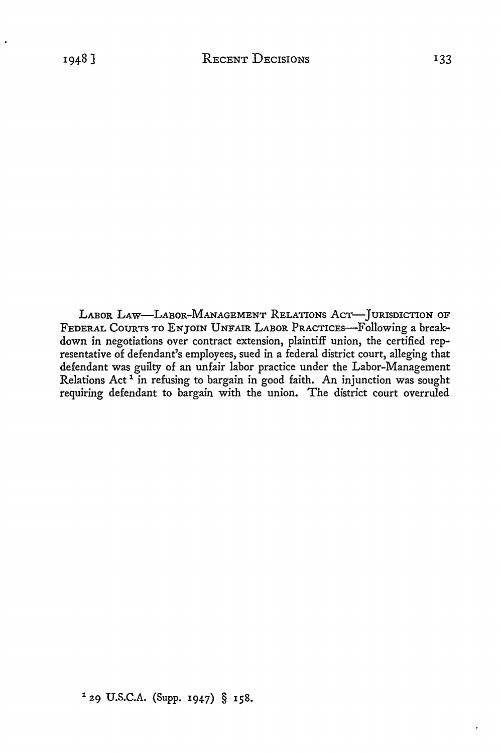LABOR LAW—LABOR-MANAGEMENT RELATIONS ACT—JURISDICTION OF FEDERAL COURTS TO ENJOIN UNFAIR LABOR PRACTICES—Following a breakdown in negotiations over contract extension, plaintiff union, the certified representative of defendant's employees, sued in a federal district court, alleging that defendant was guilty of an unfair labor practice under the Labor-Management Relations Act [1] in refusing to bargain in good faith. An injunction was sought requiring defendant to bargain with the union. The district court overruled

[1] 29 U.S.C.A. (Supp. 1947) § 158.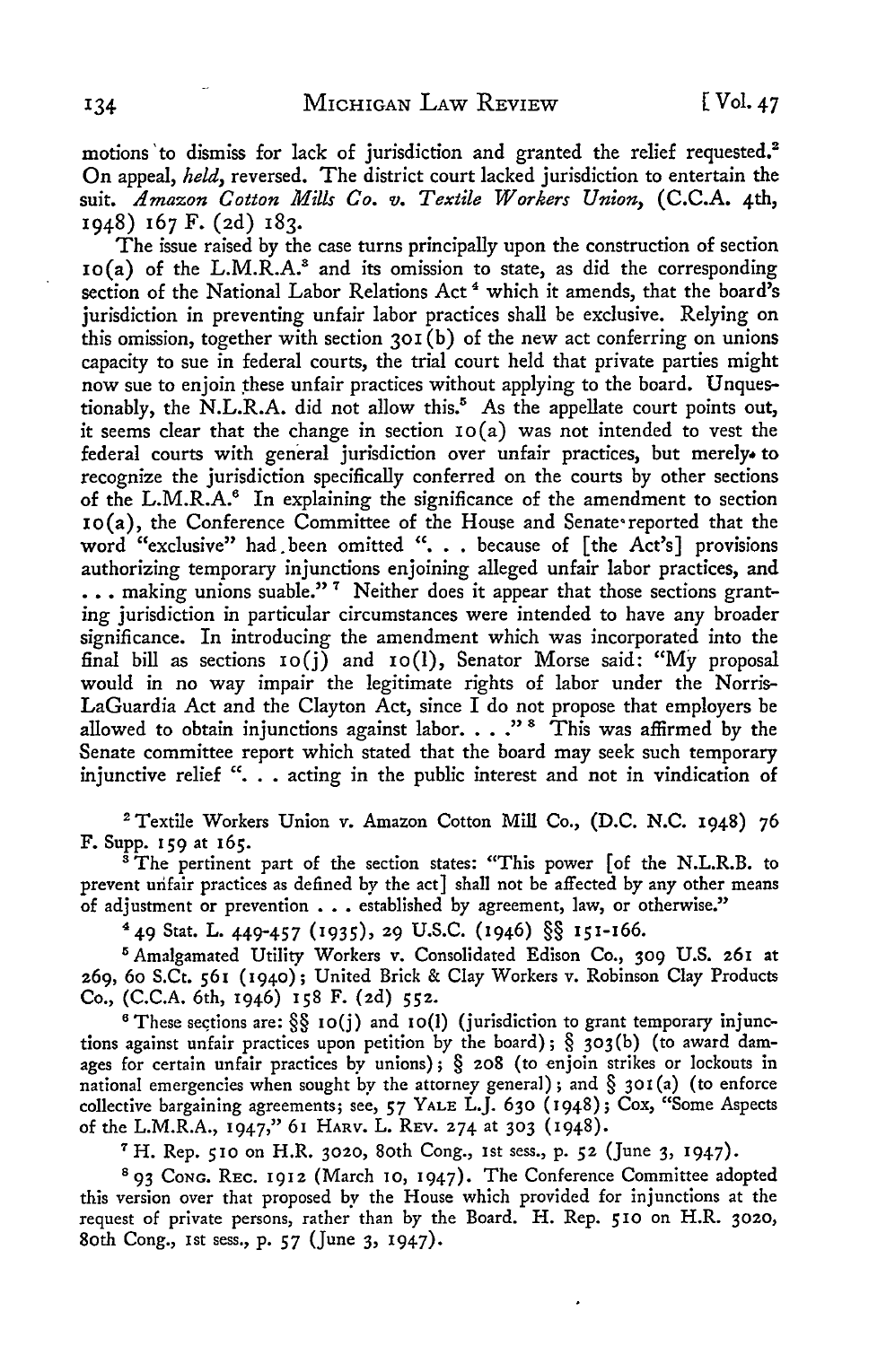motions to dismiss for lack of jurisdiction and granted the relief requested.[2] On appeal, *held*, reversed. The district court lacked jurisdiction to entertain the suit. *Amazon Cotton Mills Co. v. Textile Workers Union*, (C.C.A. 4th, 1948) 167 F. (2d) 183.

The issue raised by the case turns principally upon the construction of section 10(a) of the L.M.R.A.[3] and its omission to state, as did the corresponding section of the National Labor Relations Act[4] which it amends, that the board's jurisdiction in preventing unfair labor practices shall be exclusive. Relying on this omission, together with section 301(b) of the new act conferring on unions capacity to sue in federal courts, the trial court held that private parties might now sue to enjoin these unfair practices without applying to the board. Unquestionably, the N.L.R.A. did not allow this.[5] As the appellate court points out, it seems clear that the change in section 10(a) was not intended to vest the federal courts with general jurisdiction over unfair practices, but merely to recognize the jurisdiction specifically conferred on the courts by other sections of the L.M.R.A.[6] In explaining the significance of the amendment to section 10(a), the Conference Committee of the House and Senate reported that the word "exclusive" had been omitted ". . . because of [the Act's] provisions authorizing temporary injunctions enjoining alleged unfair labor practices, and . . . making unions suable."[7] Neither does it appear that those sections granting jurisdiction in particular circumstances were intended to have any broader significance. In introducing the amendment which was incorporated into the final bill as sections 10(j) and 10(l), Senator Morse said: "My proposal would in no way impair the legitimate rights of labor under the Norris-LaGuardia Act and the Clayton Act, since I do not propose that employers be allowed to obtain injunctions against labor. . . ."[8] This was affirmed by the Senate committee report which stated that the board may seek such temporary injunctive relief ". . . acting in the public interest and not in vindication of

[2] Textile Workers Union v. Amazon Cotton Mill Co., (D.C. N.C. 1948) 76 F. Supp. 159 at 165.

[3] The pertinent part of the section states: "This power [of the N.L.R.B. to prevent unfair practices as defined by the act] shall not be affected by any other means of adjustment or prevention . . . established by agreement, law, or otherwise."

[4] 49 Stat. L. 449-457 (1935), 29 U.S.C. (1946) §§ 151-166.

[5] Amalgamated Utility Workers v. Consolidated Edison Co., 309 U.S. 261 at 269, 60 S.Ct. 561 (1940); United Brick & Clay Workers v. Robinson Clay Products Co., (C.C.A. 6th, 1946) 158 F. (2d) 552.

[6] These sections are: §§ 10(j) and 10(l) (jurisdiction to grant temporary injunctions against unfair practices upon petition by the board); § 303(b) (to award damages for certain unfair practices by unions); § 208 (to enjoin strikes or lockouts in national emergencies when sought by the attorney general); and § 301(a) (to enforce collective bargaining agreements; see, 57 YALE L.J. 630 (1948); Cox, "Some Aspects of the L.M.R.A., 1947," 61 HARV. L. REV. 274 at 303 (1948).

[7] H. Rep. 510 on H.R. 3020, 80th Cong., 1st sess., p. 52 (June 3, 1947).

[8] 93 CONG. REC. 1912 (March 10, 1947). The Conference Committee adopted this version over that proposed by the House which provided for injunctions at the request of private persons, rather than by the Board. H. Rep. 510 on H.R. 3020, 80th Cong., 1st sess., p. 57 (June 3, 1947).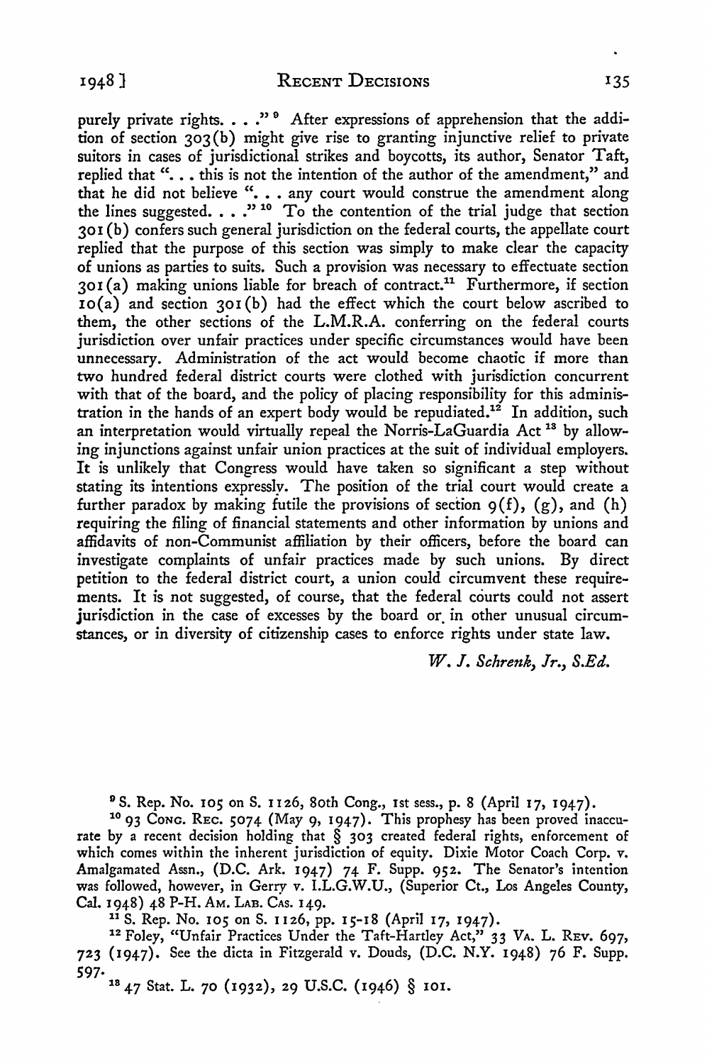purely private rights. . . ."[9] After expressions of apprehension that the addition of section 303(b) might give rise to granting injunctive relief to private suitors in cases of jurisdictional strikes and boycotts, its author, Senator Taft, replied that ". . . this is not the intention of the author of the amendment," and that he did not believe ". . . any court would construe the amendment along the lines suggested. . . ."[10] To the contention of the trial judge that section 301(b) confers such general jurisdiction on the federal courts, the appellate court replied that the purpose of this section was simply to make clear the capacity of unions as parties to suits. Such a provision was necessary to effectuate section 301(a) making unions liable for breach of contract.[11] Furthermore, if section 10(a) and section 301(b) had the effect which the court below ascribed to them, the other sections of the L.M.R.A. conferring on the federal courts jurisdiction over unfair practices under specific circumstances would have been unnecessary. Administration of the act would become chaotic if more than two hundred federal district courts were clothed with jurisdiction concurrent with that of the board, and the policy of placing responsibility for this administration in the hands of an expert body would be repudiated.[12] In addition, such an interpretation would virtually repeal the Norris-LaGuardia Act[13] by allowing injunctions against unfair union practices at the suit of individual employers. It is unlikely that Congress would have taken so significant a step without stating its intentions expressly. The position of the trial court would create a further paradox by making futile the provisions of section 9(f), (g), and (h) requiring the filing of financial statements and other information by unions and affidavits of non-Communist affiliation by their officers, before the board can investigate complaints of unfair practices made by such unions. By direct petition to the federal district court, a union could circumvent these requirements. It is not suggested, of course, that the federal courts could not assert jurisdiction in the case of excesses by the board or in other unusual circumstances, or in diversity of citizenship cases to enforce rights under state law.

*W. J. Schrenk, Jr., S.Ed.*

---

[9] S. Rep. No. 105 on S. 1126, 80th Cong., 1st sess., p. 8 (April 17, 1947).

[10] 93 Cong. Rec. 5074 (May 9, 1947). This prophesy has been proved inaccurate by a recent decision holding that § 303 created federal rights, enforcement of which comes within the inherent jurisdiction of equity. Dixie Motor Coach Corp. v. Amalgamated Assn., (D.C. Ark. 1947) 74 F. Supp. 952. The Senator's intention was followed, however, in Gerry v. I.L.G.W.U., (Superior Ct., Los Angeles County, Cal. 1948) 48 P-H. Am. Lab. Cas. 149.

[11] S. Rep. No. 105 on S. 1126, pp. 15-18 (April 17, 1947).

[12] Foley, "Unfair Practices Under the Taft-Hartley Act," 33 Va. L. Rev. 697, 723 (1947). See the dicta in Fitzgerald v. Douds, (D.C. N.Y. 1948) 76 F. Supp. 597.

[13] 47 Stat. L. 70 (1932), 29 U.S.C. (1946) § 101.